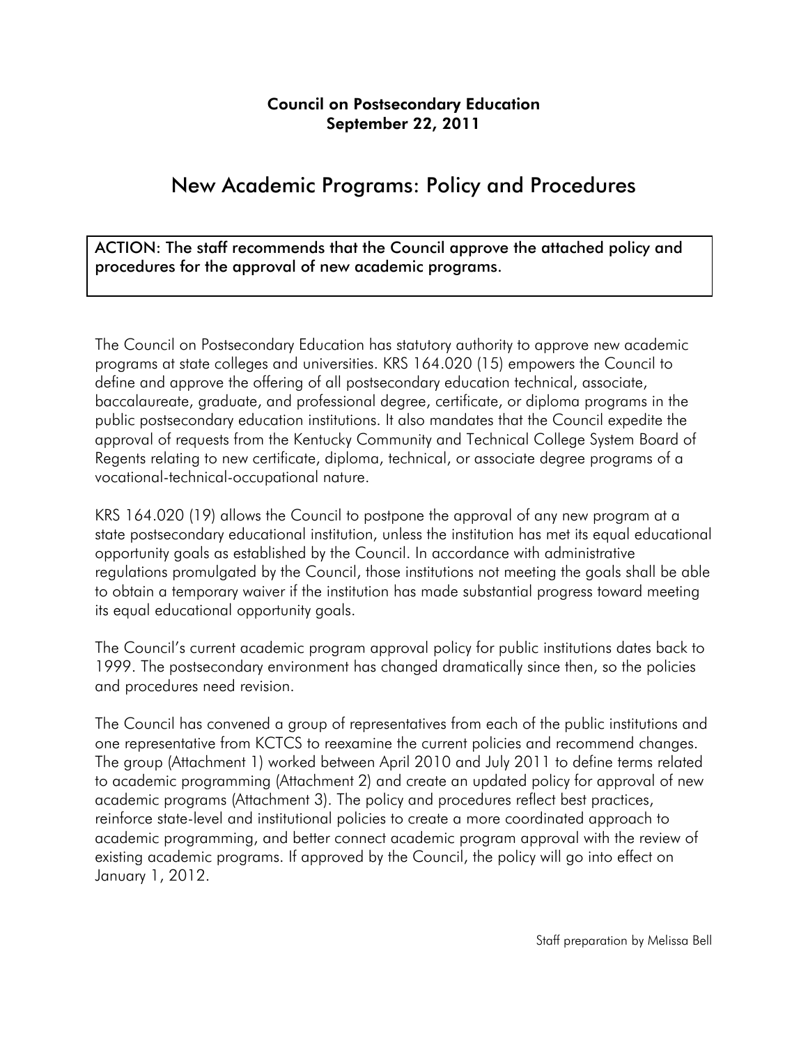**Council on Postsecondary Education**
**September 22, 2011**

# New Academic Programs: Policy and Procedures

ACTION: The staff recommends that the Council approve the attached policy and procedures for the approval of new academic programs.

The Council on Postsecondary Education has statutory authority to approve new academic programs at state colleges and universities. KRS 164.020 (15) empowers the Council to define and approve the offering of all postsecondary education technical, associate, baccalaureate, graduate, and professional degree, certificate, or diploma programs in the public postsecondary education institutions. It also mandates that the Council expedite the approval of requests from the Kentucky Community and Technical College System Board of Regents relating to new certificate, diploma, technical, or associate degree programs of a vocational-technical-occupational nature.

KRS 164.020 (19) allows the Council to postpone the approval of any new program at a state postsecondary educational institution, unless the institution has met its equal educational opportunity goals as established by the Council. In accordance with administrative regulations promulgated by the Council, those institutions not meeting the goals shall be able to obtain a temporary waiver if the institution has made substantial progress toward meeting its equal educational opportunity goals.

The Council's current academic program approval policy for public institutions dates back to 1999. The postsecondary environment has changed dramatically since then, so the policies and procedures need revision.

The Council has convened a group of representatives from each of the public institutions and one representative from KCTCS to reexamine the current policies and recommend changes. The group (Attachment 1) worked between April 2010 and July 2011 to define terms related to academic programming (Attachment 2) and create an updated policy for approval of new academic programs (Attachment 3). The policy and procedures reflect best practices, reinforce state-level and institutional policies to create a more coordinated approach to academic programming, and better connect academic program approval with the review of existing academic programs. If approved by the Council, the policy will go into effect on January 1, 2012.

Staff preparation by Melissa Bell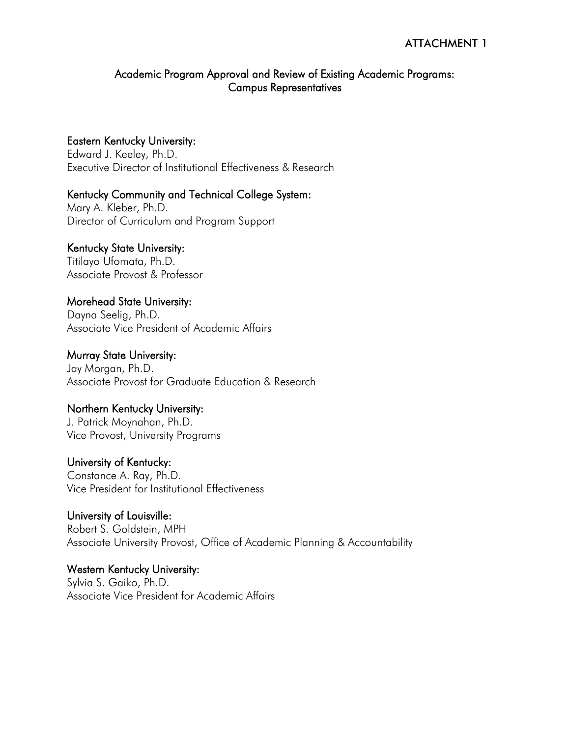ATTACHMENT 1

## Academic Program Approval and Review of Existing Academic Programs: Campus Representatives

**Eastern Kentucky University:**
Edward J. Keeley, Ph.D.
Executive Director of Institutional Effectiveness & Research

**Kentucky Community and Technical College System:**
Mary A. Kleber, Ph.D.
Director of Curriculum and Program Support

**Kentucky State University:**
Titilayo Ufomata, Ph.D.
Associate Provost & Professor

**Morehead State University:**
Dayna Seelig, Ph.D.
Associate Vice President of Academic Affairs

**Murray State University:**
Jay Morgan, Ph.D.
Associate Provost for Graduate Education & Research

**Northern Kentucky University:**
J. Patrick Moynahan, Ph.D.
Vice Provost, University Programs

**University of Kentucky:**
Constance A. Ray, Ph.D.
Vice President for Institutional Effectiveness

**University of Louisville:**
Robert S. Goldstein, MPH
Associate University Provost, Office of Academic Planning & Accountability

**Western Kentucky University:**
Sylvia S. Gaiko, Ph.D.
Associate Vice President for Academic Affairs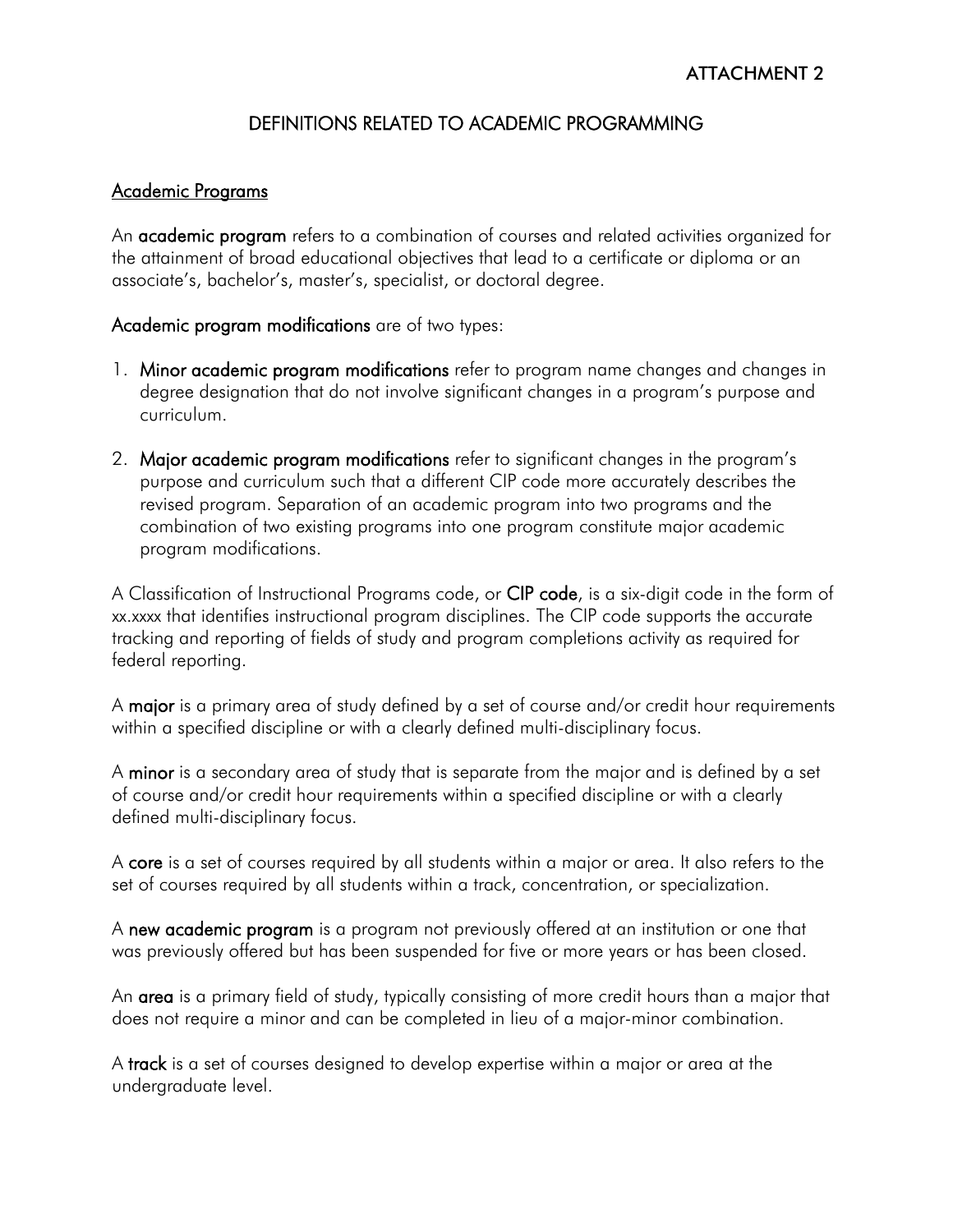ATTACHMENT 2

# DEFINITIONS RELATED TO ACADEMIC PROGRAMMING

## Academic Programs

An **academic program** refers to a combination of courses and related activities organized for the attainment of broad educational objectives that lead to a certificate or diploma or an associate's, bachelor's, master's, specialist, or doctoral degree.

**Academic program modifications** are of two types:

1. **Minor academic program modifications** refer to program name changes and changes in degree designation that do not involve significant changes in a program's purpose and curriculum.

2. **Major academic program modifications** refer to significant changes in the program's purpose and curriculum such that a different CIP code more accurately describes the revised program. Separation of an academic program into two programs and the combination of two existing programs into one program constitute major academic program modifications.

A Classification of Instructional Programs code, or **CIP code**, is a six-digit code in the form of xx.xxxx that identifies instructional program disciplines. The CIP code supports the accurate tracking and reporting of fields of study and program completions activity as required for federal reporting.

A **major** is a primary area of study defined by a set of course and/or credit hour requirements within a specified discipline or with a clearly defined multi-disciplinary focus.

A **minor** is a secondary area of study that is separate from the major and is defined by a set of course and/or credit hour requirements within a specified discipline or with a clearly defined multi-disciplinary focus.

A **core** is a set of courses required by all students within a major or area. It also refers to the set of courses required by all students within a track, concentration, or specialization.

A **new academic program** is a program not previously offered at an institution or one that was previously offered but has been suspended for five or more years or has been closed.

An **area** is a primary field of study, typically consisting of more credit hours than a major that does not require a minor and can be completed in lieu of a major-minor combination.

A **track** is a set of courses designed to develop expertise within a major or area at the undergraduate level.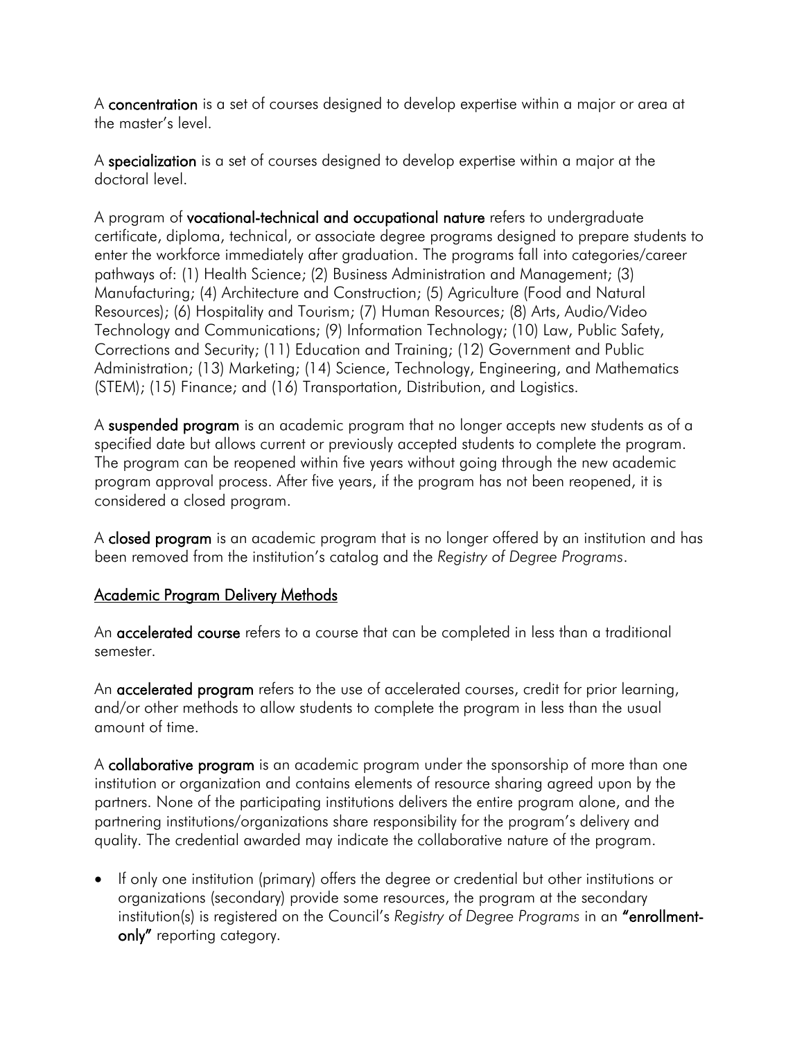A **concentration** is a set of courses designed to develop expertise within a major or area at the master's level.

A **specialization** is a set of courses designed to develop expertise within a major at the doctoral level.

A program of **vocational-technical and occupational nature** refers to undergraduate certificate, diploma, technical, or associate degree programs designed to prepare students to enter the workforce immediately after graduation. The programs fall into categories/career pathways of: (1) Health Science; (2) Business Administration and Management; (3) Manufacturing; (4) Architecture and Construction; (5) Agriculture (Food and Natural Resources); (6) Hospitality and Tourism; (7) Human Resources; (8) Arts, Audio/Video Technology and Communications; (9) Information Technology; (10) Law, Public Safety, Corrections and Security; (11) Education and Training; (12) Government and Public Administration; (13) Marketing; (14) Science, Technology, Engineering, and Mathematics (STEM); (15) Finance; and (16) Transportation, Distribution, and Logistics.

A **suspended program** is an academic program that no longer accepts new students as of a specified date but allows current or previously accepted students to complete the program. The program can be reopened within five years without going through the new academic program approval process. After five years, if the program has not been reopened, it is considered a closed program.

A **closed program** is an academic program that is no longer offered by an institution and has been removed from the institution's catalog and the *Registry of Degree Programs*.

## Academic Program Delivery Methods

An **accelerated course** refers to a course that can be completed in less than a traditional semester.

An **accelerated program** refers to the use of accelerated courses, credit for prior learning, and/or other methods to allow students to complete the program in less than the usual amount of time.

A **collaborative program** is an academic program under the sponsorship of more than one institution or organization and contains elements of resource sharing agreed upon by the partners. None of the participating institutions delivers the entire program alone, and the partnering institutions/organizations share responsibility for the program's delivery and quality. The credential awarded may indicate the collaborative nature of the program.

- If only one institution (primary) offers the degree or credential but other institutions or organizations (secondary) provide some resources, the program at the secondary institution(s) is registered on the Council's *Registry of Degree Programs* in an **"enrollment-only"** reporting category.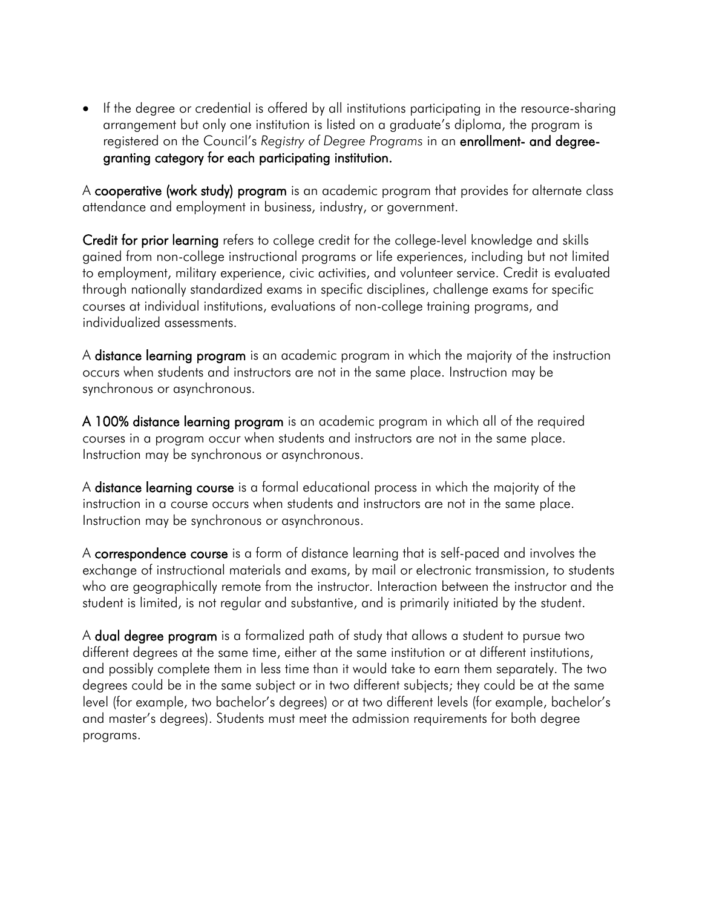- If the degree or credential is offered by all institutions participating in the resource-sharing arrangement but only one institution is listed on a graduate's diploma, the program is registered on the Council's *Registry of Degree Programs* in an **enrollment- and degree-granting category for each participating institution.**

A **cooperative (work study) program** is an academic program that provides for alternate class attendance and employment in business, industry, or government.

**Credit for prior learning** refers to college credit for the college-level knowledge and skills gained from non-college instructional programs or life experiences, including but not limited to employment, military experience, civic activities, and volunteer service. Credit is evaluated through nationally standardized exams in specific disciplines, challenge exams for specific courses at individual institutions, evaluations of non-college training programs, and individualized assessments.

A **distance learning program** is an academic program in which the majority of the instruction occurs when students and instructors are not in the same place. Instruction may be synchronous or asynchronous.

**A 100% distance learning program** is an academic program in which all of the required courses in a program occur when students and instructors are not in the same place. Instruction may be synchronous or asynchronous.

A **distance learning course** is a formal educational process in which the majority of the instruction in a course occurs when students and instructors are not in the same place. Instruction may be synchronous or asynchronous.

A **correspondence course** is a form of distance learning that is self-paced and involves the exchange of instructional materials and exams, by mail or electronic transmission, to students who are geographically remote from the instructor. Interaction between the instructor and the student is limited, is not regular and substantive, and is primarily initiated by the student.

A **dual degree program** is a formalized path of study that allows a student to pursue two different degrees at the same time, either at the same institution or at different institutions, and possibly complete them in less time than it would take to earn them separately. The two degrees could be in the same subject or in two different subjects; they could be at the same level (for example, two bachelor's degrees) or at two different levels (for example, bachelor's and master's degrees). Students must meet the admission requirements for both degree programs.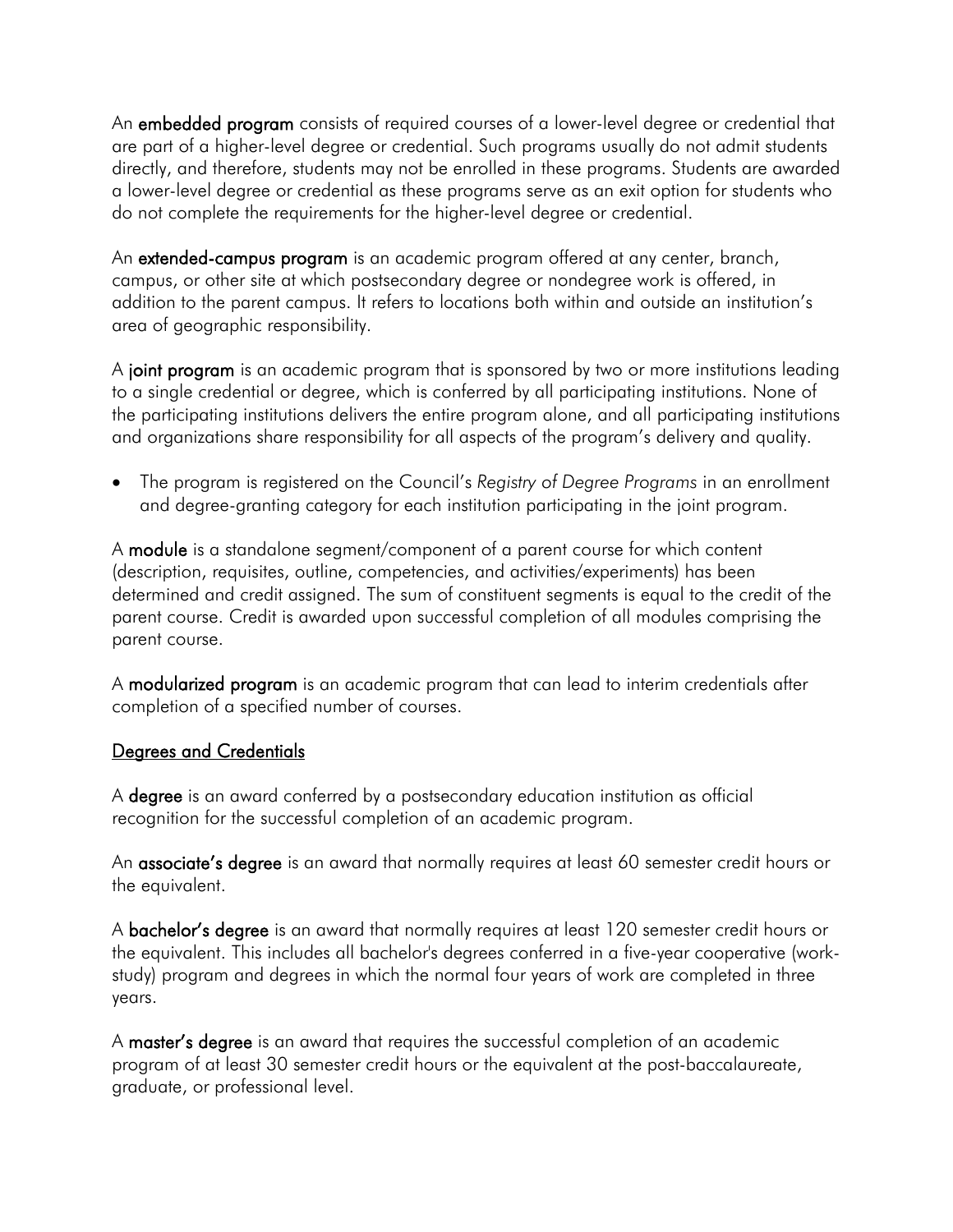An **embedded program** consists of required courses of a lower-level degree or credential that are part of a higher-level degree or credential. Such programs usually do not admit students directly, and therefore, students may not be enrolled in these programs. Students are awarded a lower-level degree or credential as these programs serve as an exit option for students who do not complete the requirements for the higher-level degree or credential.

An **extended-campus program** is an academic program offered at any center, branch, campus, or other site at which postsecondary degree or nondegree work is offered, in addition to the parent campus. It refers to locations both within and outside an institution's area of geographic responsibility.

A **joint program** is an academic program that is sponsored by two or more institutions leading to a single credential or degree, which is conferred by all participating institutions. None of the participating institutions delivers the entire program alone, and all participating institutions and organizations share responsibility for all aspects of the program's delivery and quality.

- The program is registered on the Council's *Registry of Degree Programs* in an enrollment and degree-granting category for each institution participating in the joint program.

A **module** is a standalone segment/component of a parent course for which content (description, requisites, outline, competencies, and activities/experiments) has been determined and credit assigned. The sum of constituent segments is equal to the credit of the parent course. Credit is awarded upon successful completion of all modules comprising the parent course.

A **modularized program** is an academic program that can lead to interim credentials after completion of a specified number of courses.

## Degrees and Credentials

A **degree** is an award conferred by a postsecondary education institution as official recognition for the successful completion of an academic program.

An **associate's degree** is an award that normally requires at least 60 semester credit hours or the equivalent.

A **bachelor's degree** is an award that normally requires at least 120 semester credit hours or the equivalent. This includes all bachelor's degrees conferred in a five-year cooperative (work-study) program and degrees in which the normal four years of work are completed in three years.

A **master's degree** is an award that requires the successful completion of an academic program of at least 30 semester credit hours or the equivalent at the post-baccalaureate, graduate, or professional level.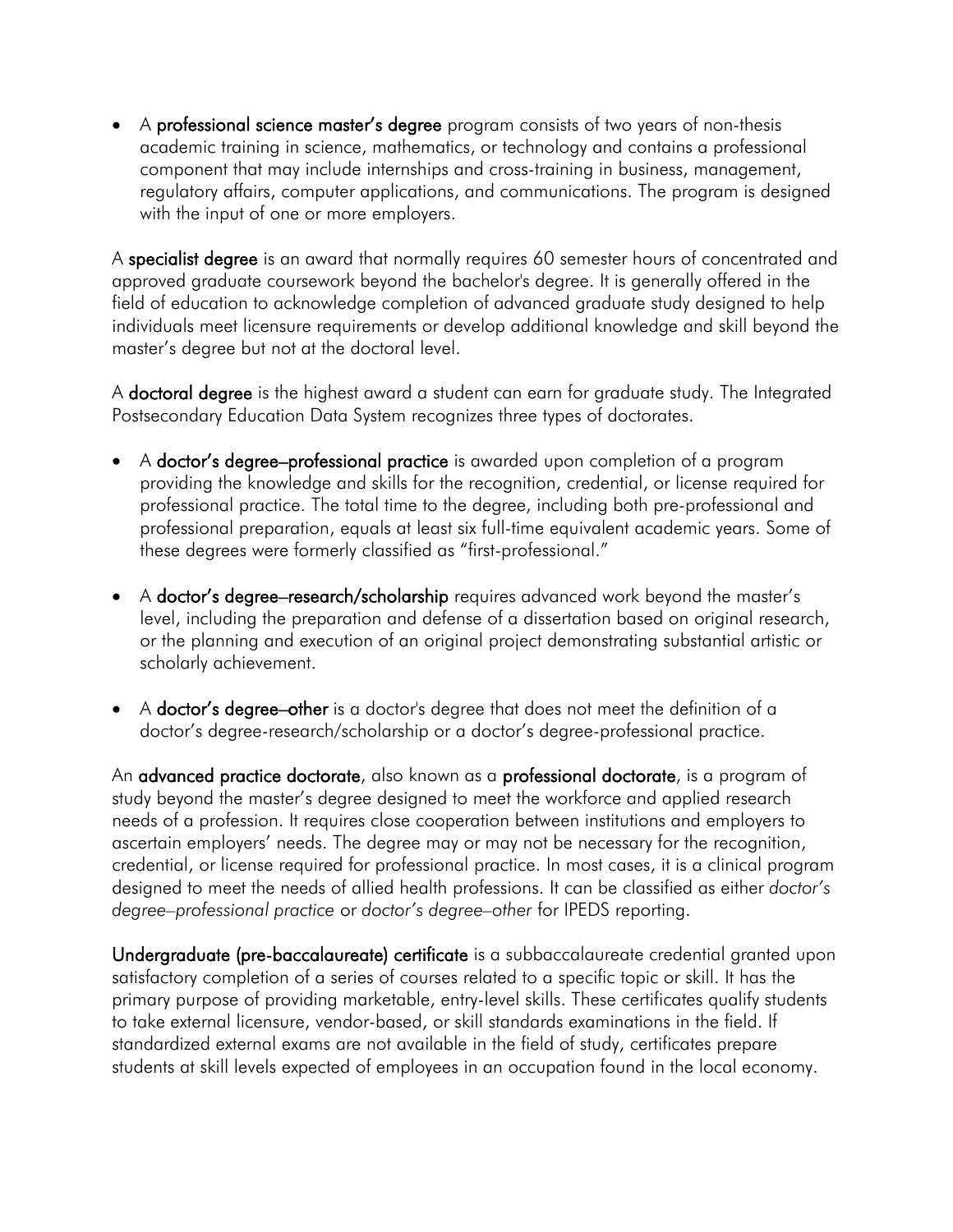- A **professional science master's degree** program consists of two years of non-thesis academic training in science, mathematics, or technology and contains a professional component that may include internships and cross-training in business, management, regulatory affairs, computer applications, and communications. The program is designed with the input of one or more employers.

A **specialist degree** is an award that normally requires 60 semester hours of concentrated and approved graduate coursework beyond the bachelor's degree. It is generally offered in the field of education to acknowledge completion of advanced graduate study designed to help individuals meet licensure requirements or develop additional knowledge and skill beyond the master's degree but not at the doctoral level.

A **doctoral degree** is the highest award a student can earn for graduate study. The Integrated Postsecondary Education Data System recognizes three types of doctorates.

- A **doctor's degree–professional practice** is awarded upon completion of a program providing the knowledge and skills for the recognition, credential, or license required for professional practice. The total time to the degree, including both pre-professional and professional preparation, equals at least six full-time equivalent academic years. Some of these degrees were formerly classified as "first-professional."

- A **doctor's degree–research/scholarship** requires advanced work beyond the master's level, including the preparation and defense of a dissertation based on original research, or the planning and execution of an original project demonstrating substantial artistic or scholarly achievement.

- A **doctor's degree–other** is a doctor's degree that does not meet the definition of a doctor's degree-research/scholarship or a doctor's degree-professional practice.

An **advanced practice doctorate**, also known as a **professional doctorate**, is a program of study beyond the master's degree designed to meet the workforce and applied research needs of a profession. It requires close cooperation between institutions and employers to ascertain employers' needs. The degree may or may not be necessary for the recognition, credential, or license required for professional practice. In most cases, it is a clinical program designed to meet the needs of allied health professions. It can be classified as either *doctor's degree–professional practice* or *doctor's degree–other* for IPEDS reporting.

**Undergraduate (pre-baccalaureate) certificate** is a subbaccalaureate credential granted upon satisfactory completion of a series of courses related to a specific topic or skill. It has the primary purpose of providing marketable, entry-level skills. These certificates qualify students to take external licensure, vendor-based, or skill standards examinations in the field. If standardized external exams are not available in the field of study, certificates prepare students at skill levels expected of employees in an occupation found in the local economy.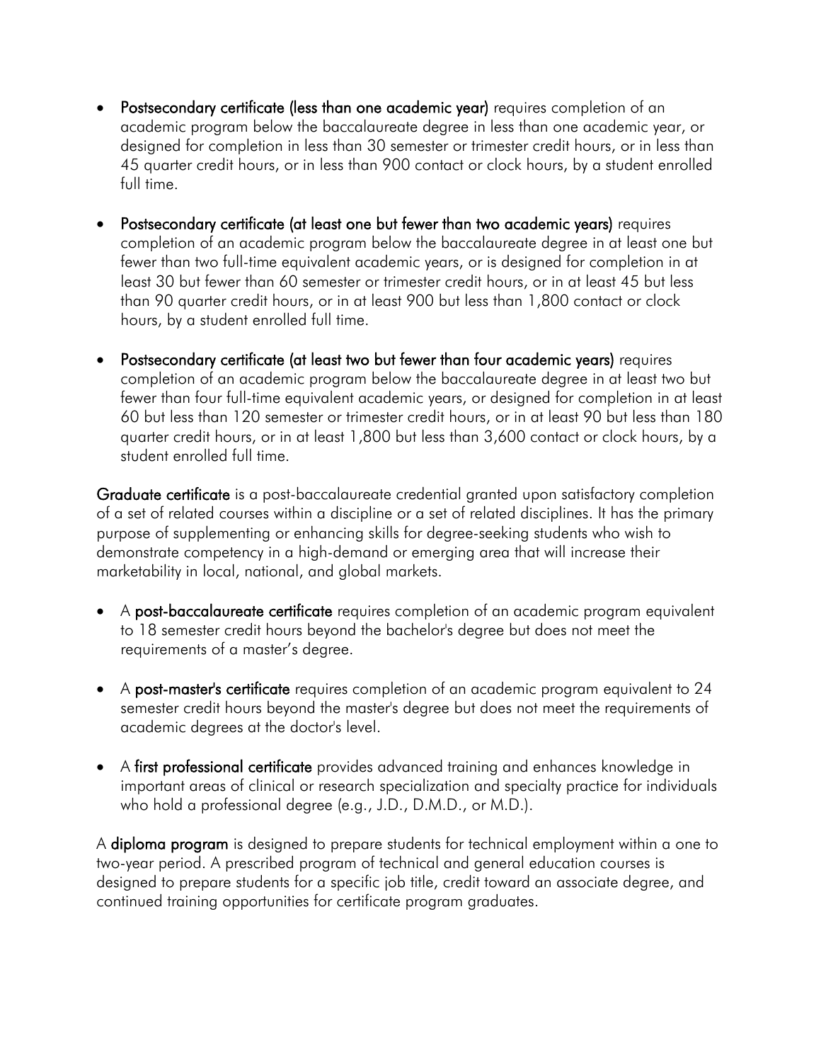- **Postsecondary certificate (less than one academic year)** requires completion of an academic program below the baccalaureate degree in less than one academic year, or designed for completion in less than 30 semester or trimester credit hours, or in less than 45 quarter credit hours, or in less than 900 contact or clock hours, by a student enrolled full time.

- **Postsecondary certificate (at least one but fewer than two academic years)** requires completion of an academic program below the baccalaureate degree in at least one but fewer than two full-time equivalent academic years, or is designed for completion in at least 30 but fewer than 60 semester or trimester credit hours, or in at least 45 but less than 90 quarter credit hours, or in at least 900 but less than 1,800 contact or clock hours, by a student enrolled full time.

- **Postsecondary certificate (at least two but fewer than four academic years)** requires completion of an academic program below the baccalaureate degree in at least two but fewer than four full-time equivalent academic years, or designed for completion in at least 60 but less than 120 semester or trimester credit hours, or in at least 90 but less than 180 quarter credit hours, or in at least 1,800 but less than 3,600 contact or clock hours, by a student enrolled full time.

**Graduate certificate** is a post-baccalaureate credential granted upon satisfactory completion of a set of related courses within a discipline or a set of related disciplines. It has the primary purpose of supplementing or enhancing skills for degree-seeking students who wish to demonstrate competency in a high-demand or emerging area that will increase their marketability in local, national, and global markets.

- A **post-baccalaureate certificate** requires completion of an academic program equivalent to 18 semester credit hours beyond the bachelor's degree but does not meet the requirements of a master's degree.

- A **post-master's certificate** requires completion of an academic program equivalent to 24 semester credit hours beyond the master's degree but does not meet the requirements of academic degrees at the doctor's level.

- A **first professional certificate** provides advanced training and enhances knowledge in important areas of clinical or research specialization and specialty practice for individuals who hold a professional degree (e.g., J.D., D.M.D., or M.D.).

A **diploma program** is designed to prepare students for technical employment within a one to two-year period. A prescribed program of technical and general education courses is designed to prepare students for a specific job title, credit toward an associate degree, and continued training opportunities for certificate program graduates.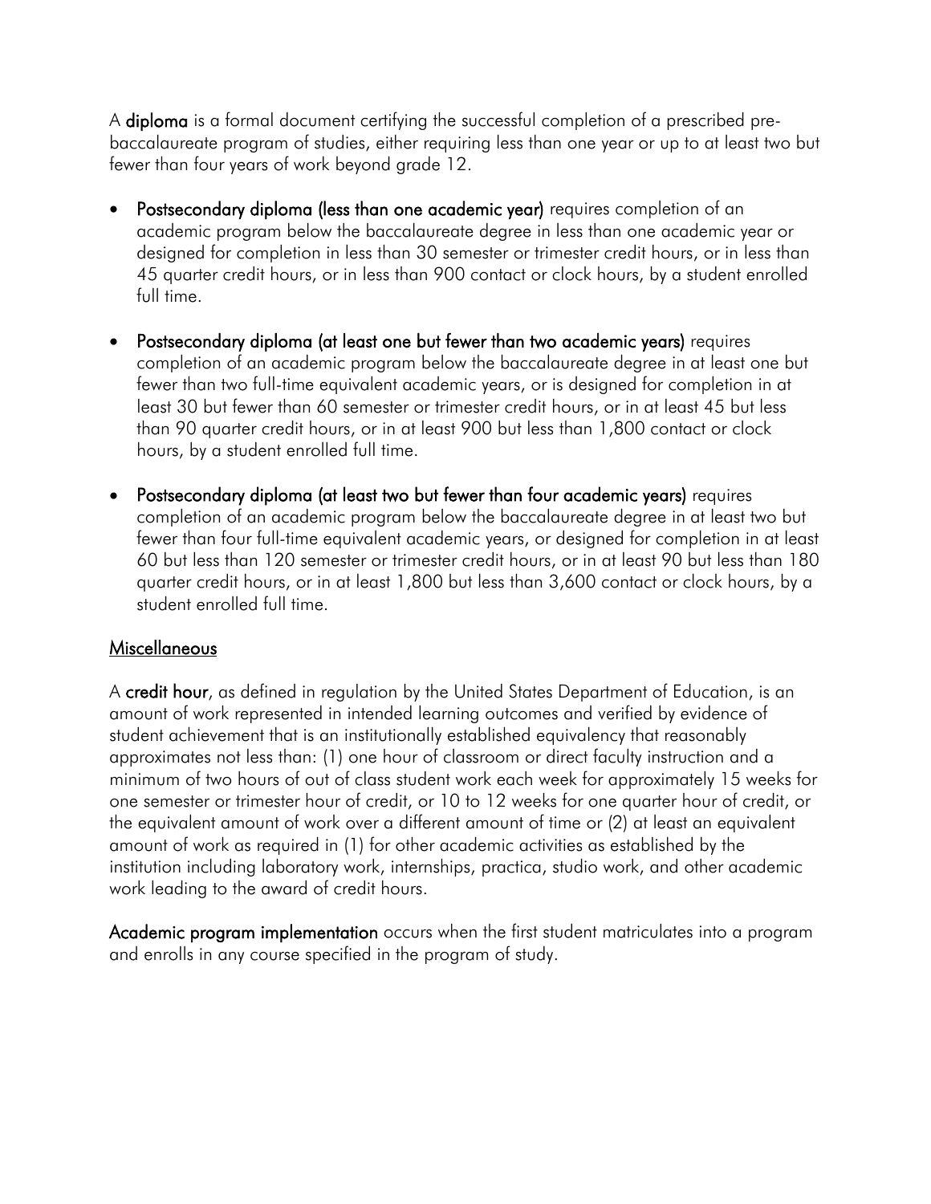A **diploma** is a formal document certifying the successful completion of a prescribed pre-baccalaureate program of studies, either requiring less than one year or up to at least two but fewer than four years of work beyond grade 12.

- **Postsecondary diploma (less than one academic year)** requires completion of an academic program below the baccalaureate degree in less than one academic year or designed for completion in less than 30 semester or trimester credit hours, or in less than 45 quarter credit hours, or in less than 900 contact or clock hours, by a student enrolled full time.
- **Postsecondary diploma (at least one but fewer than two academic years)** requires completion of an academic program below the baccalaureate degree in at least one but fewer than two full-time equivalent academic years, or is designed for completion in at least 30 but fewer than 60 semester or trimester credit hours, or in at least 45 but less than 90 quarter credit hours, or in at least 900 but less than 1,800 contact or clock hours, by a student enrolled full time.
- **Postsecondary diploma (at least two but fewer than four academic years)** requires completion of an academic program below the baccalaureate degree in at least two but fewer than four full-time equivalent academic years, or designed for completion in at least 60 but less than 120 semester or trimester credit hours, or in at least 90 but less than 180 quarter credit hours, or in at least 1,800 but less than 3,600 contact or clock hours, by a student enrolled full time.

## Miscellaneous

A **credit hour**, as defined in regulation by the United States Department of Education, is an amount of work represented in intended learning outcomes and verified by evidence of student achievement that is an institutionally established equivalency that reasonably approximates not less than: (1) one hour of classroom or direct faculty instruction and a minimum of two hours of out of class student work each week for approximately 15 weeks for one semester or trimester hour of credit, or 10 to 12 weeks for one quarter hour of credit, or the equivalent amount of work over a different amount of time or (2) at least an equivalent amount of work as required in (1) for other academic activities as established by the institution including laboratory work, internships, practica, studio work, and other academic work leading to the award of credit hours.

**Academic program implementation** occurs when the first student matriculates into a program and enrolls in any course specified in the program of study.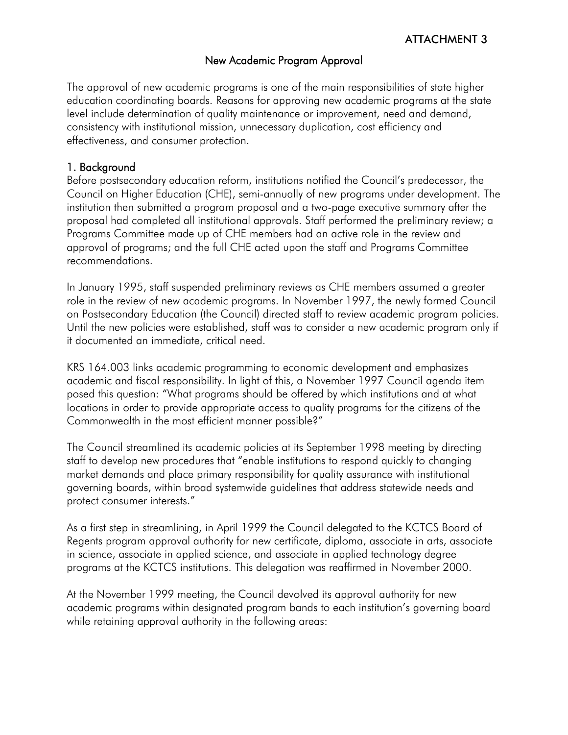ATTACHMENT 3

## New Academic Program Approval

The approval of new academic programs is one of the main responsibilities of state higher education coordinating boards. Reasons for approving new academic programs at the state level include determination of quality maintenance or improvement, need and demand, consistency with institutional mission, unnecessary duplication, cost efficiency and effectiveness, and consumer protection.

### 1. Background

Before postsecondary education reform, institutions notified the Council's predecessor, the Council on Higher Education (CHE), semi-annually of new programs under development. The institution then submitted a program proposal and a two-page executive summary after the proposal had completed all institutional approvals. Staff performed the preliminary review; a Programs Committee made up of CHE members had an active role in the review and approval of programs; and the full CHE acted upon the staff and Programs Committee recommendations.

In January 1995, staff suspended preliminary reviews as CHE members assumed a greater role in the review of new academic programs. In November 1997, the newly formed Council on Postsecondary Education (the Council) directed staff to review academic program policies. Until the new policies were established, staff was to consider a new academic program only if it documented an immediate, critical need.

KRS 164.003 links academic programming to economic development and emphasizes academic and fiscal responsibility. In light of this, a November 1997 Council agenda item posed this question: "What programs should be offered by which institutions and at what locations in order to provide appropriate access to quality programs for the citizens of the Commonwealth in the most efficient manner possible?"

The Council streamlined its academic policies at its September 1998 meeting by directing staff to develop new procedures that "enable institutions to respond quickly to changing market demands and place primary responsibility for quality assurance with institutional governing boards, within broad systemwide guidelines that address statewide needs and protect consumer interests."

As a first step in streamlining, in April 1999 the Council delegated to the KCTCS Board of Regents program approval authority for new certificate, diploma, associate in arts, associate in science, associate in applied science, and associate in applied technology degree programs at the KCTCS institutions. This delegation was reaffirmed in November 2000.

At the November 1999 meeting, the Council devolved its approval authority for new academic programs within designated program bands to each institution's governing board while retaining approval authority in the following areas: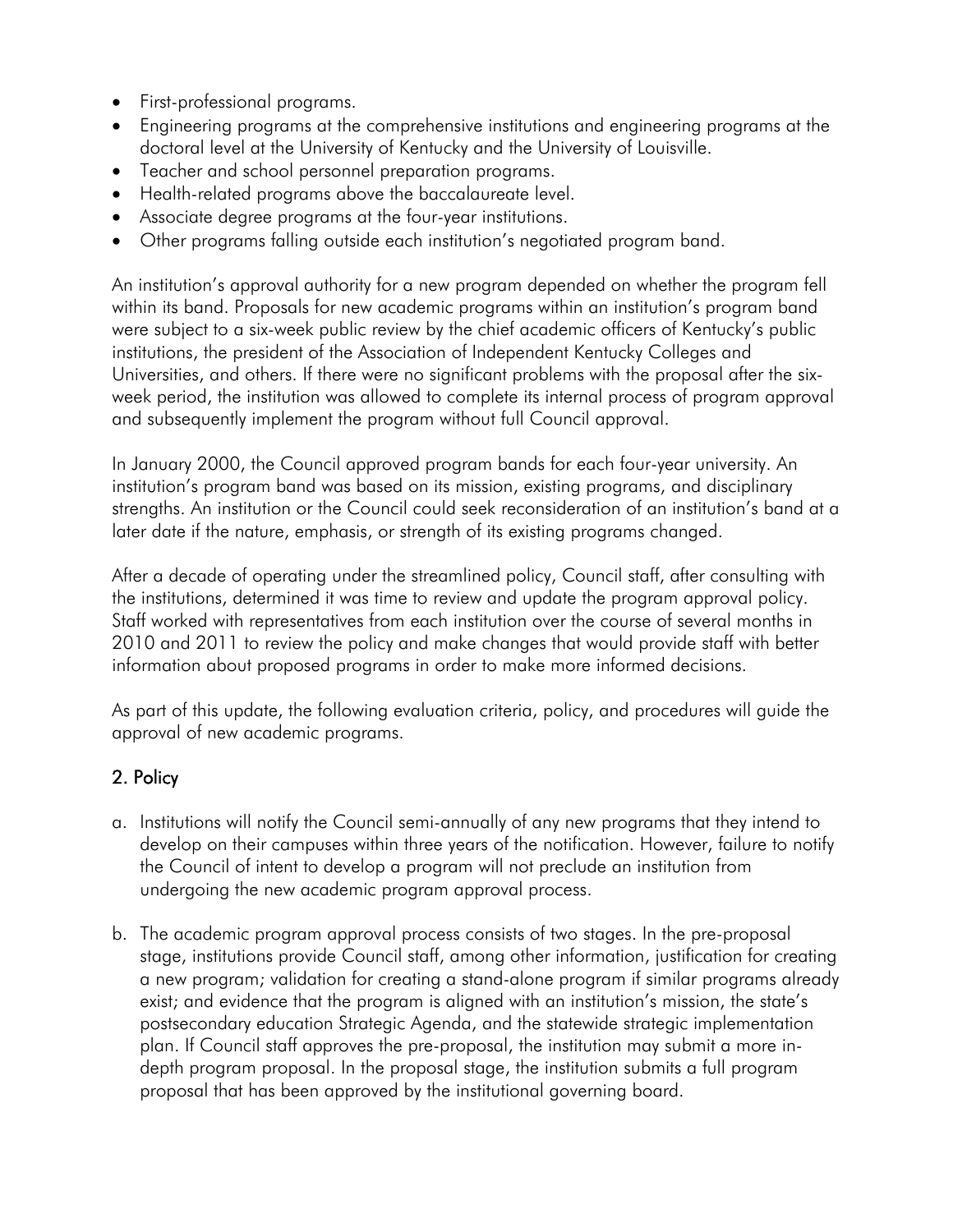- First-professional programs.
- Engineering programs at the comprehensive institutions and engineering programs at the doctoral level at the University of Kentucky and the University of Louisville.
- Teacher and school personnel preparation programs.
- Health-related programs above the baccalaureate level.
- Associate degree programs at the four-year institutions.
- Other programs falling outside each institution's negotiated program band.

An institution's approval authority for a new program depended on whether the program fell within its band. Proposals for new academic programs within an institution's program band were subject to a six-week public review by the chief academic officers of Kentucky's public institutions, the president of the Association of Independent Kentucky Colleges and Universities, and others. If there were no significant problems with the proposal after the six-week period, the institution was allowed to complete its internal process of program approval and subsequently implement the program without full Council approval.

In January 2000, the Council approved program bands for each four-year university. An institution's program band was based on its mission, existing programs, and disciplinary strengths. An institution or the Council could seek reconsideration of an institution's band at a later date if the nature, emphasis, or strength of its existing programs changed.

After a decade of operating under the streamlined policy, Council staff, after consulting with the institutions, determined it was time to review and update the program approval policy. Staff worked with representatives from each institution over the course of several months in 2010 and 2011 to review the policy and make changes that would provide staff with better information about proposed programs in order to make more informed decisions.

As part of this update, the following evaluation criteria, policy, and procedures will guide the approval of new academic programs.

## 2. Policy

a. Institutions will notify the Council semi-annually of any new programs that they intend to develop on their campuses within three years of the notification. However, failure to notify the Council of intent to develop a program will not preclude an institution from undergoing the new academic program approval process.

b. The academic program approval process consists of two stages. In the pre-proposal stage, institutions provide Council staff, among other information, justification for creating a new program; validation for creating a stand-alone program if similar programs already exist; and evidence that the program is aligned with an institution's mission, the state's postsecondary education Strategic Agenda, and the statewide strategic implementation plan. If Council staff approves the pre-proposal, the institution may submit a more in-depth program proposal. In the proposal stage, the institution submits a full program proposal that has been approved by the institutional governing board.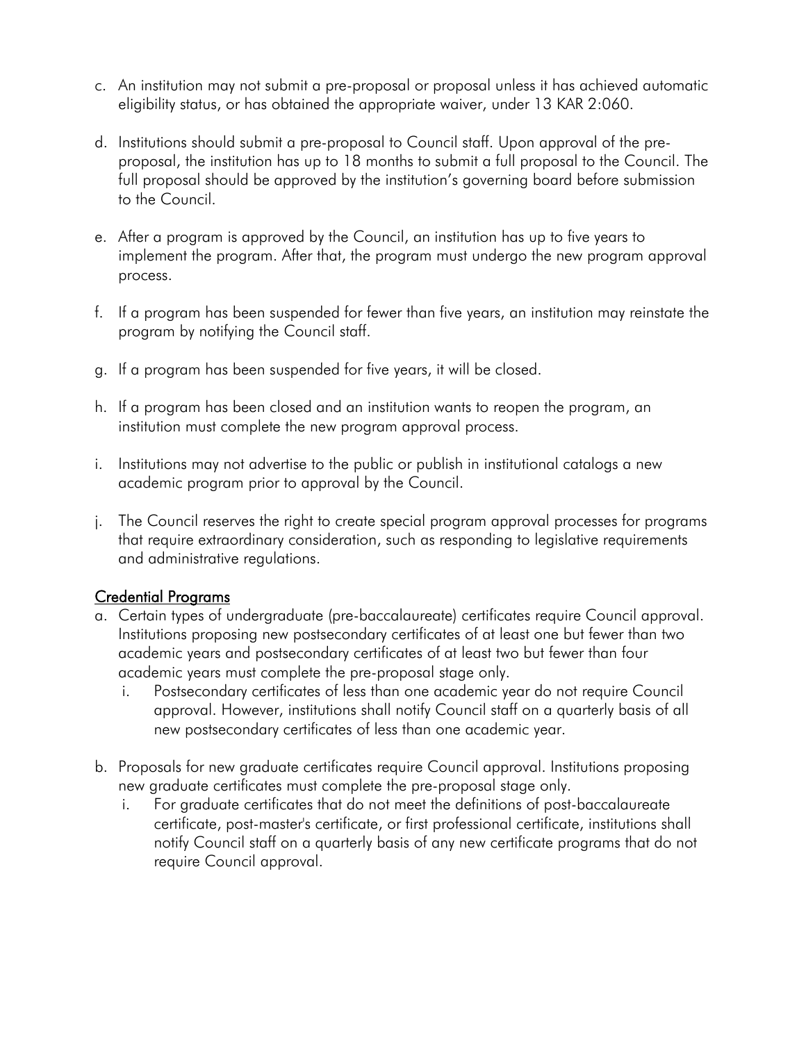c. An institution may not submit a pre-proposal or proposal unless it has achieved automatic eligibility status, or has obtained the appropriate waiver, under 13 KAR 2:060.

d. Institutions should submit a pre-proposal to Council staff. Upon approval of the pre-proposal, the institution has up to 18 months to submit a full proposal to the Council. The full proposal should be approved by the institution's governing board before submission to the Council.

e. After a program is approved by the Council, an institution has up to five years to implement the program. After that, the program must undergo the new program approval process.

f. If a program has been suspended for fewer than five years, an institution may reinstate the program by notifying the Council staff.

g. If a program has been suspended for five years, it will be closed.

h. If a program has been closed and an institution wants to reopen the program, an institution must complete the new program approval process.

i. Institutions may not advertise to the public or publish in institutional catalogs a new academic program prior to approval by the Council.

j. The Council reserves the right to create special program approval processes for programs that require extraordinary consideration, such as responding to legislative requirements and administrative regulations.

<u>Credential Programs</u>

a. Certain types of undergraduate (pre-baccalaureate) certificates require Council approval. Institutions proposing new postsecondary certificates of at least one but fewer than two academic years and postsecondary certificates of at least two but fewer than four academic years must complete the pre-proposal stage only.
   i. Postsecondary certificates of less than one academic year do not require Council approval. However, institutions shall notify Council staff on a quarterly basis of all new postsecondary certificates of less than one academic year.

b. Proposals for new graduate certificates require Council approval. Institutions proposing new graduate certificates must complete the pre-proposal stage only.
   i. For graduate certificates that do not meet the definitions of post-baccalaureate certificate, post-master's certificate, or first professional certificate, institutions shall notify Council staff on a quarterly basis of any new certificate programs that do not require Council approval.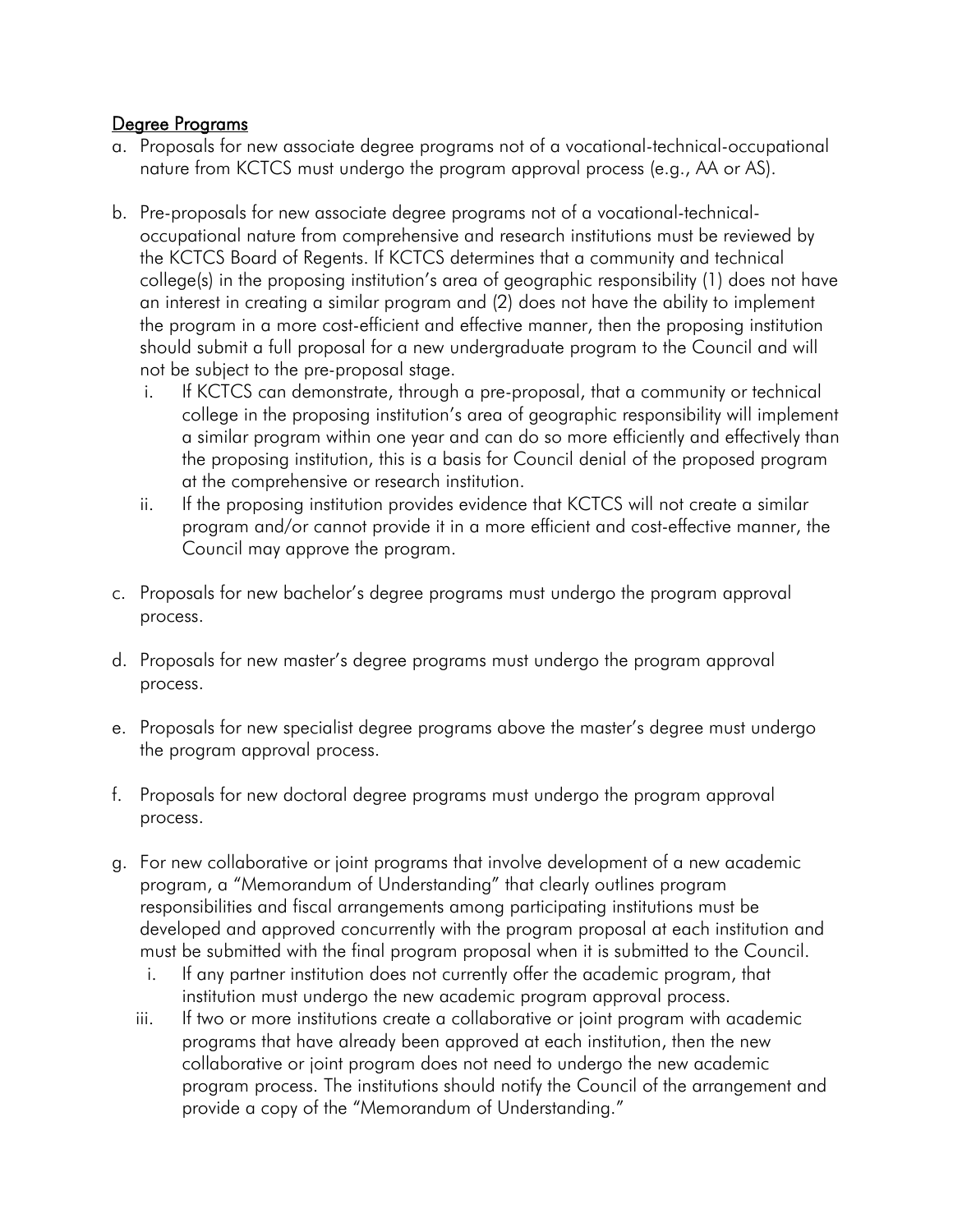## Degree Programs

a. Proposals for new associate degree programs not of a vocational-technical-occupational nature from KCTCS must undergo the program approval process (e.g., AA or AS).

b. Pre-proposals for new associate degree programs not of a vocational-technical-occupational nature from comprehensive and research institutions must be reviewed by the KCTCS Board of Regents. If KCTCS determines that a community and technical college(s) in the proposing institution's area of geographic responsibility (1) does not have an interest in creating a similar program and (2) does not have the ability to implement the program in a more cost-efficient and effective manner, then the proposing institution should submit a full proposal for a new undergraduate program to the Council and will not be subject to the pre-proposal stage.
   i. If KCTCS can demonstrate, through a pre-proposal, that a community or technical college in the proposing institution's area of geographic responsibility will implement a similar program within one year and can do so more efficiently and effectively than the proposing institution, this is a basis for Council denial of the proposed program at the comprehensive or research institution.
   ii. If the proposing institution provides evidence that KCTCS will not create a similar program and/or cannot provide it in a more efficient and cost-effective manner, the Council may approve the program.

c. Proposals for new bachelor's degree programs must undergo the program approval process.

d. Proposals for new master's degree programs must undergo the program approval process.

e. Proposals for new specialist degree programs above the master's degree must undergo the program approval process.

f. Proposals for new doctoral degree programs must undergo the program approval process.

g. For new collaborative or joint programs that involve development of a new academic program, a "Memorandum of Understanding" that clearly outlines program responsibilities and fiscal arrangements among participating institutions must be developed and approved concurrently with the program proposal at each institution and must be submitted with the final program proposal when it is submitted to the Council.
   i. If any partner institution does not currently offer the academic program, that institution must undergo the new academic program approval process.
   iii. If two or more institutions create a collaborative or joint program with academic programs that have already been approved at each institution, then the new collaborative or joint program does not need to undergo the new academic program process. The institutions should notify the Council of the arrangement and provide a copy of the "Memorandum of Understanding."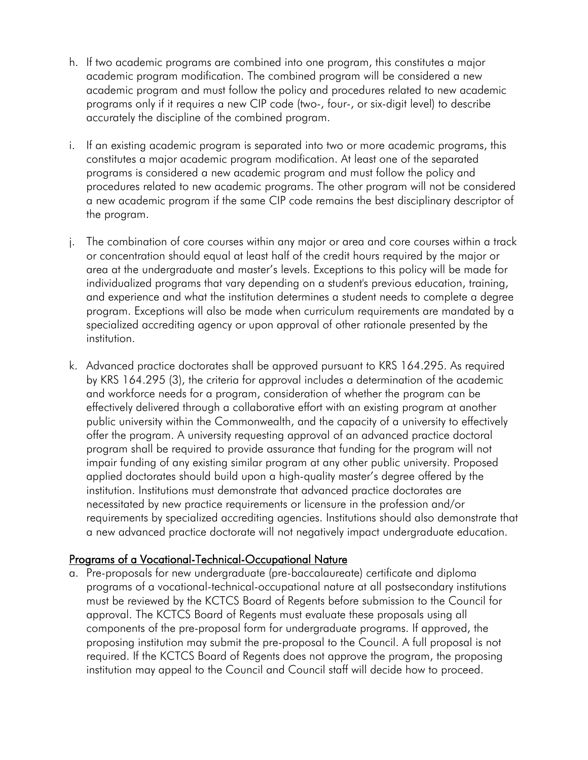h. If two academic programs are combined into one program, this constitutes a major academic program modification. The combined program will be considered a new academic program and must follow the policy and procedures related to new academic programs only if it requires a new CIP code (two-, four-, or six-digit level) to describe accurately the discipline of the combined program.

i. If an existing academic program is separated into two or more academic programs, this constitutes a major academic program modification. At least one of the separated programs is considered a new academic program and must follow the policy and procedures related to new academic programs. The other program will not be considered a new academic program if the same CIP code remains the best disciplinary descriptor of the program.

j. The combination of core courses within any major or area and core courses within a track or concentration should equal at least half of the credit hours required by the major or area at the undergraduate and master's levels. Exceptions to this policy will be made for individualized programs that vary depending on a student's previous education, training, and experience and what the institution determines a student needs to complete a degree program. Exceptions will also be made when curriculum requirements are mandated by a specialized accrediting agency or upon approval of other rationale presented by the institution.

k. Advanced practice doctorates shall be approved pursuant to KRS 164.295. As required by KRS 164.295 (3), the criteria for approval includes a determination of the academic and workforce needs for a program, consideration of whether the program can be effectively delivered through a collaborative effort with an existing program at another public university within the Commonwealth, and the capacity of a university to effectively offer the program. A university requesting approval of an advanced practice doctoral program shall be required to provide assurance that funding for the program will not impair funding of any existing similar program at any other public university. Proposed applied doctorates should build upon a high-quality master's degree offered by the institution. Institutions must demonstrate that advanced practice doctorates are necessitated by new practice requirements or licensure in the profession and/or requirements by specialized accrediting agencies. Institutions should also demonstrate that a new advanced practice doctorate will not negatively impact undergraduate education.

## Programs of a Vocational-Technical-Occupational Nature

a. Pre-proposals for new undergraduate (pre-baccalaureate) certificate and diploma programs of a vocational-technical-occupational nature at all postsecondary institutions must be reviewed by the KCTCS Board of Regents before submission to the Council for approval. The KCTCS Board of Regents must evaluate these proposals using all components of the pre-proposal form for undergraduate programs. If approved, the proposing institution may submit the pre-proposal to the Council. A full proposal is not required. If the KCTCS Board of Regents does not approve the program, the proposing institution may appeal to the Council and Council staff will decide how to proceed.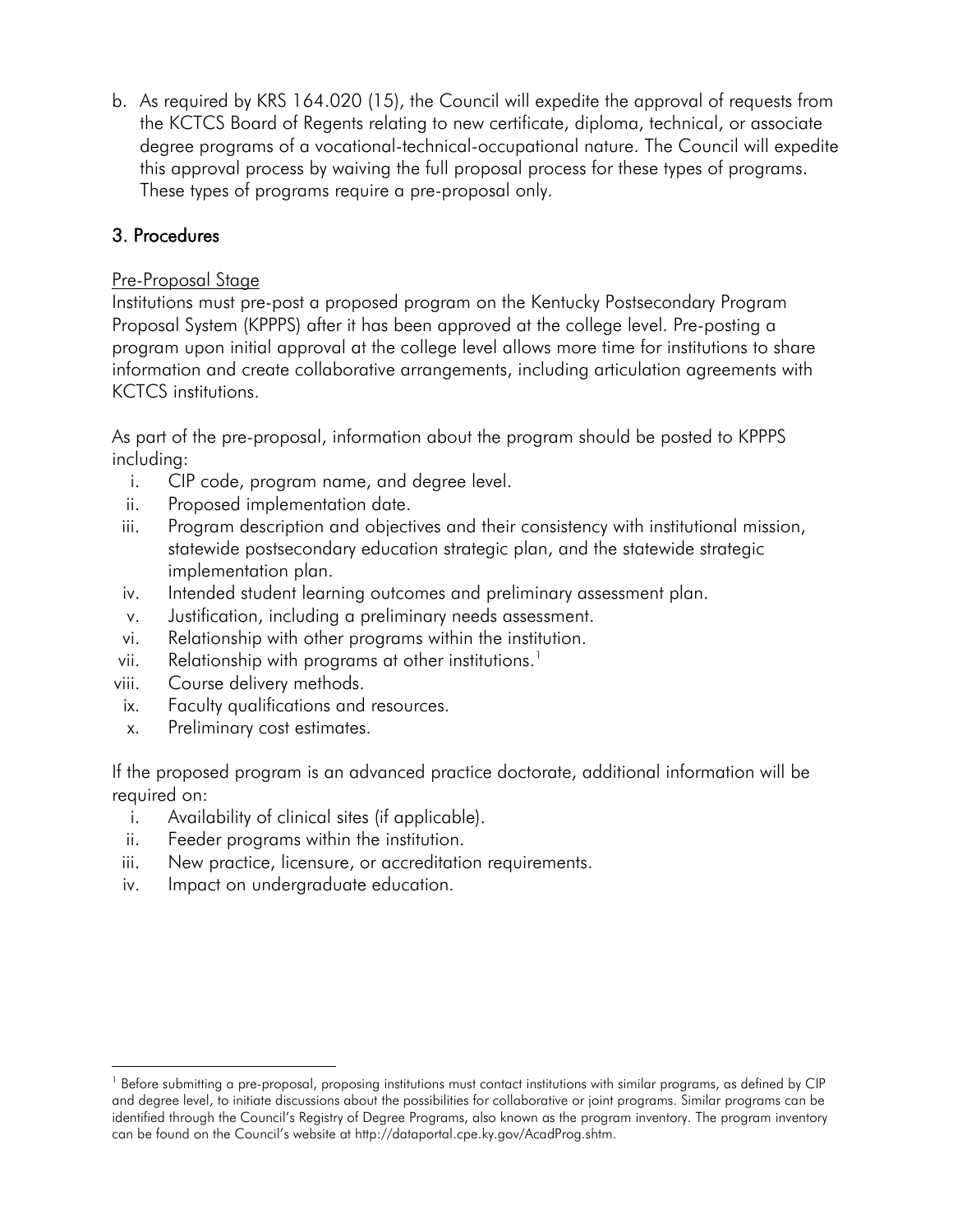b. As required by KRS 164.020 (15), the Council will expedite the approval of requests from the KCTCS Board of Regents relating to new certificate, diploma, technical, or associate degree programs of a vocational-technical-occupational nature. The Council will expedite this approval process by waiving the full proposal process for these types of programs. These types of programs require a pre-proposal only.

## 3. Procedures

<u>Pre-Proposal Stage</u>

Institutions must pre-post a proposed program on the Kentucky Postsecondary Program Proposal System (KPPPS) after it has been approved at the college level. Pre-posting a program upon initial approval at the college level allows more time for institutions to share information and create collaborative arrangements, including articulation agreements with KCTCS institutions.

As part of the pre-proposal, information about the program should be posted to KPPPS including:

i. CIP code, program name, and degree level.
ii. Proposed implementation date.
iii. Program description and objectives and their consistency with institutional mission, statewide postsecondary education strategic plan, and the statewide strategic implementation plan.
iv. Intended student learning outcomes and preliminary assessment plan.
v. Justification, including a preliminary needs assessment.
vi. Relationship with other programs within the institution.
vii. Relationship with programs at other institutions.[1]
viii. Course delivery methods.
ix. Faculty qualifications and resources.
x. Preliminary cost estimates.

If the proposed program is an advanced practice doctorate, additional information will be required on:

i. Availability of clinical sites (if applicable).
ii. Feeder programs within the institution.
iii. New practice, licensure, or accreditation requirements.
iv. Impact on undergraduate education.

---

[1] Before submitting a pre-proposal, proposing institutions must contact institutions with similar programs, as defined by CIP and degree level, to initiate discussions about the possibilities for collaborative or joint programs. Similar programs can be identified through the Council's Registry of Degree Programs, also known as the program inventory. The program inventory can be found on the Council's website at http://dataportal.cpe.ky.gov/AcadProg.shtm.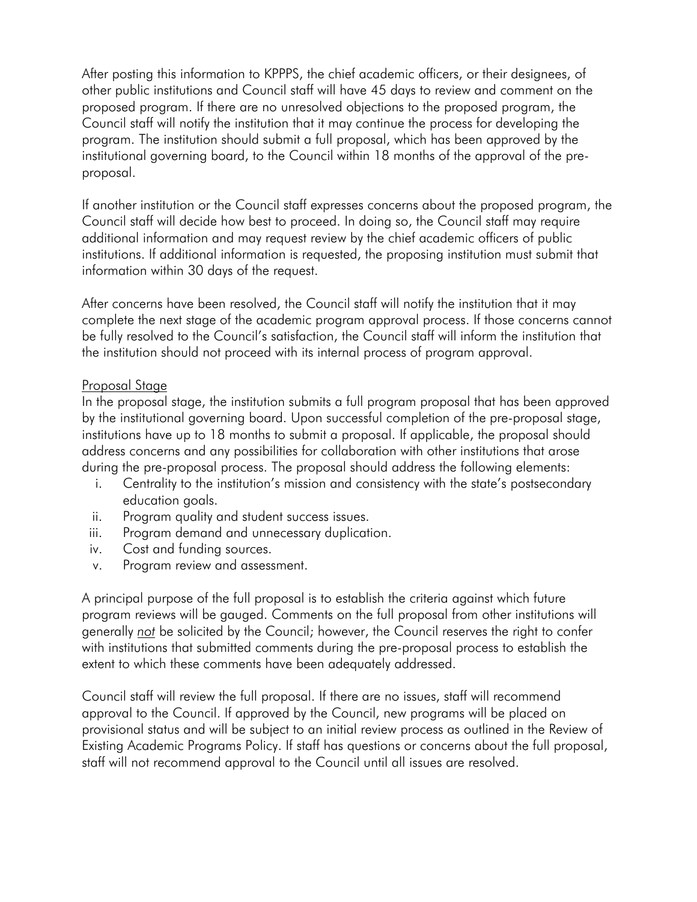After posting this information to KPPPS, the chief academic officers, or their designees, of other public institutions and Council staff will have 45 days to review and comment on the proposed program. If there are no unresolved objections to the proposed program, the Council staff will notify the institution that it may continue the process for developing the program. The institution should submit a full proposal, which has been approved by the institutional governing board, to the Council within 18 months of the approval of the pre-proposal.

If another institution or the Council staff expresses concerns about the proposed program, the Council staff will decide how best to proceed. In doing so, the Council staff may require additional information and may request review by the chief academic officers of public institutions. If additional information is requested, the proposing institution must submit that information within 30 days of the request.

After concerns have been resolved, the Council staff will notify the institution that it may complete the next stage of the academic program approval process. If those concerns cannot be fully resolved to the Council's satisfaction, the Council staff will inform the institution that the institution should not proceed with its internal process of program approval.

Proposal Stage

In the proposal stage, the institution submits a full program proposal that has been approved by the institutional governing board. Upon successful completion of the pre-proposal stage, institutions have up to 18 months to submit a proposal. If applicable, the proposal should address concerns and any possibilities for collaboration with other institutions that arose during the pre-proposal process. The proposal should address the following elements:

i. Centrality to the institution's mission and consistency with the state's postsecondary education goals.
ii. Program quality and student success issues.
iii. Program demand and unnecessary duplication.
iv. Cost and funding sources.
v. Program review and assessment.

A principal purpose of the full proposal is to establish the criteria against which future program reviews will be gauged. Comments on the full proposal from other institutions will generally *not* be solicited by the Council; however, the Council reserves the right to confer with institutions that submitted comments during the pre-proposal process to establish the extent to which these comments have been adequately addressed.

Council staff will review the full proposal. If there are no issues, staff will recommend approval to the Council. If approved by the Council, new programs will be placed on provisional status and will be subject to an initial review process as outlined in the Review of Existing Academic Programs Policy. If staff has questions or concerns about the full proposal, staff will not recommend approval to the Council until all issues are resolved.